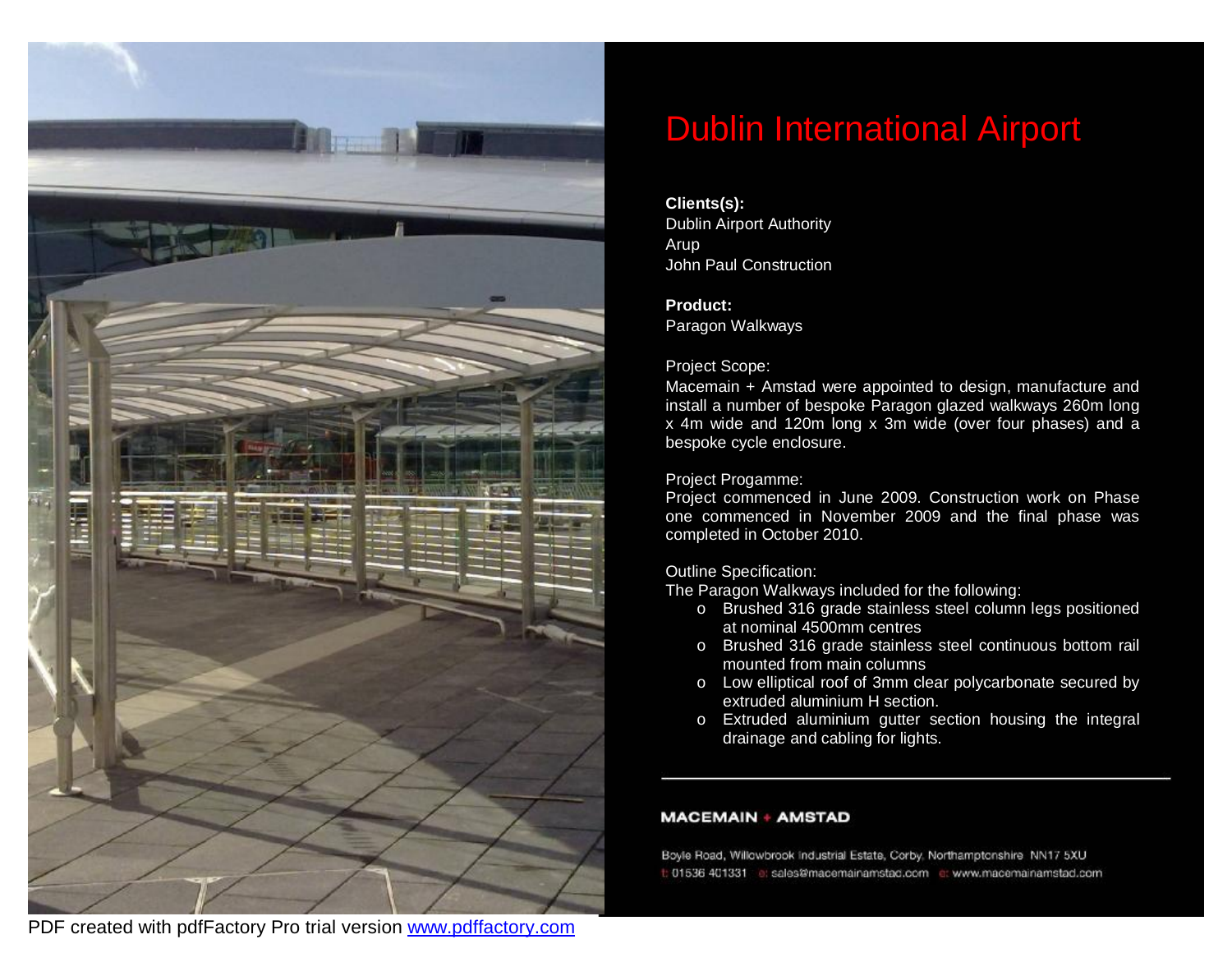# Dublin International Airport

**Clients(s):**
Dublin Airport Authority
Arup
John Paul Construction

**Product:**
Paragon Walkways

Project Scope:
Macemain + Amstad were appointed to design, manufacture and install a number of bespoke Paragon glazed walkways 260m long x 4m wide and 120m long x 3m wide (over four phases) and a bespoke cycle enclosure.

Project Progamme:
Project commenced in June 2009. Construction work on Phase one commenced in November 2009 and the final phase was completed in October 2010.

Outline Specification:
The Paragon Walkways included for the following:

- Brushed 316 grade stainless steel column legs positioned at nominal 4500mm centres
- Brushed 316 grade stainless steel continuous bottom rail mounted from main columns
- Low elliptical roof of 3mm clear polycarbonate secured by extruded aluminium H section.
- Extruded aluminium gutter section housing the integral drainage and cabling for lights.

---

**MACEMAIN + AMSTAD**

Boyle Road, Willowbrook Industrial Estate, Corby. Northamptonshire NN17 5XU
t: 01536 401331 e: sales@macemainamstad.com e: www.macemainamstad.com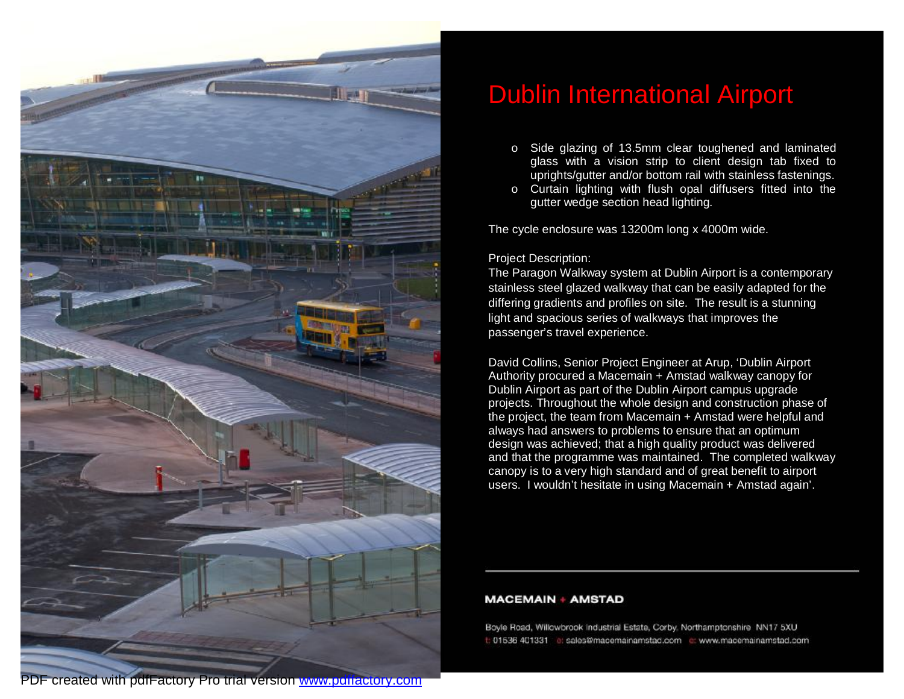# Dublin International Airport

- Side glazing of 13.5mm clear toughened and laminated glass with a vision strip to client design tab fixed to uprights/gutter and/or bottom rail with stainless fastenings.
- Curtain lighting with flush opal diffusers fitted into the gutter wedge section head lighting.

The cycle enclosure was 13200m long x 4000m wide.

Project Description:
The Paragon Walkway system at Dublin Airport is a contemporary stainless steel glazed walkway that can be easily adapted for the differing gradients and profiles on site. The result is a stunning light and spacious series of walkways that improves the passenger's travel experience.

David Collins, Senior Project Engineer at Arup, 'Dublin Airport Authority procured a Macemain + Amstad walkway canopy for Dublin Airport as part of the Dublin Airport campus upgrade projects. Throughout the whole design and construction phase of the project, the team from Macemain + Amstad were helpful and always had answers to problems to ensure that an optimum design was achieved; that a high quality product was delivered and that the programme was maintained. The completed walkway canopy is to a very high standard and of great benefit to airport users. I wouldn't hesitate in using Macemain + Amstad again'.

**MACEMAIN + AMSTAD**

Boyle Road, Willowbrook Industrial Estate, Corby. Northamptonshire NN17 5XU
t: 01536 401331 e: sales@macemainamstad.com e: www.macemainamstad.com

PDF created with pdfFactory Pro trial version www.pdffactory.com